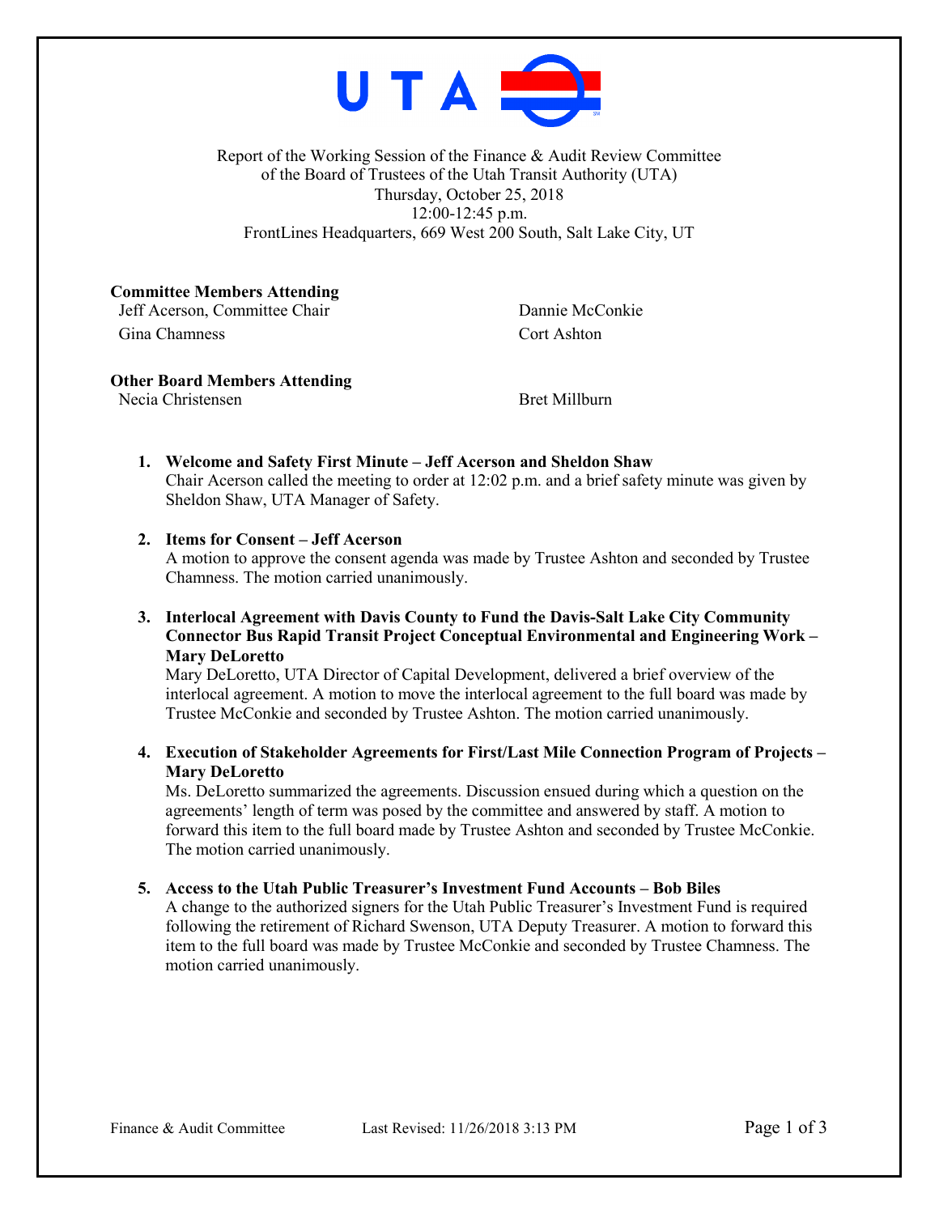Report of the Working Session of the Finance & Audit Review Committee
of the Board of Trustees of the Utah Transit Authority (UTA)
Thursday, October 25, 2018
12:00-12:45 p.m.
FrontLines Headquarters, 669 West 200 South, Salt Lake City, UT

**Committee Members Attending**

Jeff Acerson, Committee Chair
Gina Chamness
Dannie McConkie
Cort Ashton

**Other Board Members Attending**

Necia Christensen
Bret Millburn

1. **Welcome and Safety First Minute – Jeff Acerson and Sheldon Shaw**
   Chair Acerson called the meeting to order at 12:02 p.m. and a brief safety minute was given by Sheldon Shaw, UTA Manager of Safety.

2. **Items for Consent – Jeff Acerson**
   A motion to approve the consent agenda was made by Trustee Ashton and seconded by Trustee Chamness. The motion carried unanimously.

3. **Interlocal Agreement with Davis County to Fund the Davis-Salt Lake City Community Connector Bus Rapid Transit Project Conceptual Environmental and Engineering Work – Mary DeLoretto**
   Mary DeLoretto, UTA Director of Capital Development, delivered a brief overview of the interlocal agreement. A motion to move the interlocal agreement to the full board was made by Trustee McConkie and seconded by Trustee Ashton. The motion carried unanimously.

4. **Execution of Stakeholder Agreements for First/Last Mile Connection Program of Projects – Mary DeLoretto**
   Ms. DeLoretto summarized the agreements. Discussion ensued during which a question on the agreements' length of term was posed by the committee and answered by staff. A motion to forward this item to the full board made by Trustee Ashton and seconded by Trustee McConkie. The motion carried unanimously.

5. **Access to the Utah Public Treasurer's Investment Fund Accounts – Bob Biles**
   A change to the authorized signers for the Utah Public Treasurer's Investment Fund is required following the retirement of Richard Swenson, UTA Deputy Treasurer. A motion to forward this item to the full board was made by Trustee McConkie and seconded by Trustee Chamness. The motion carried unanimously.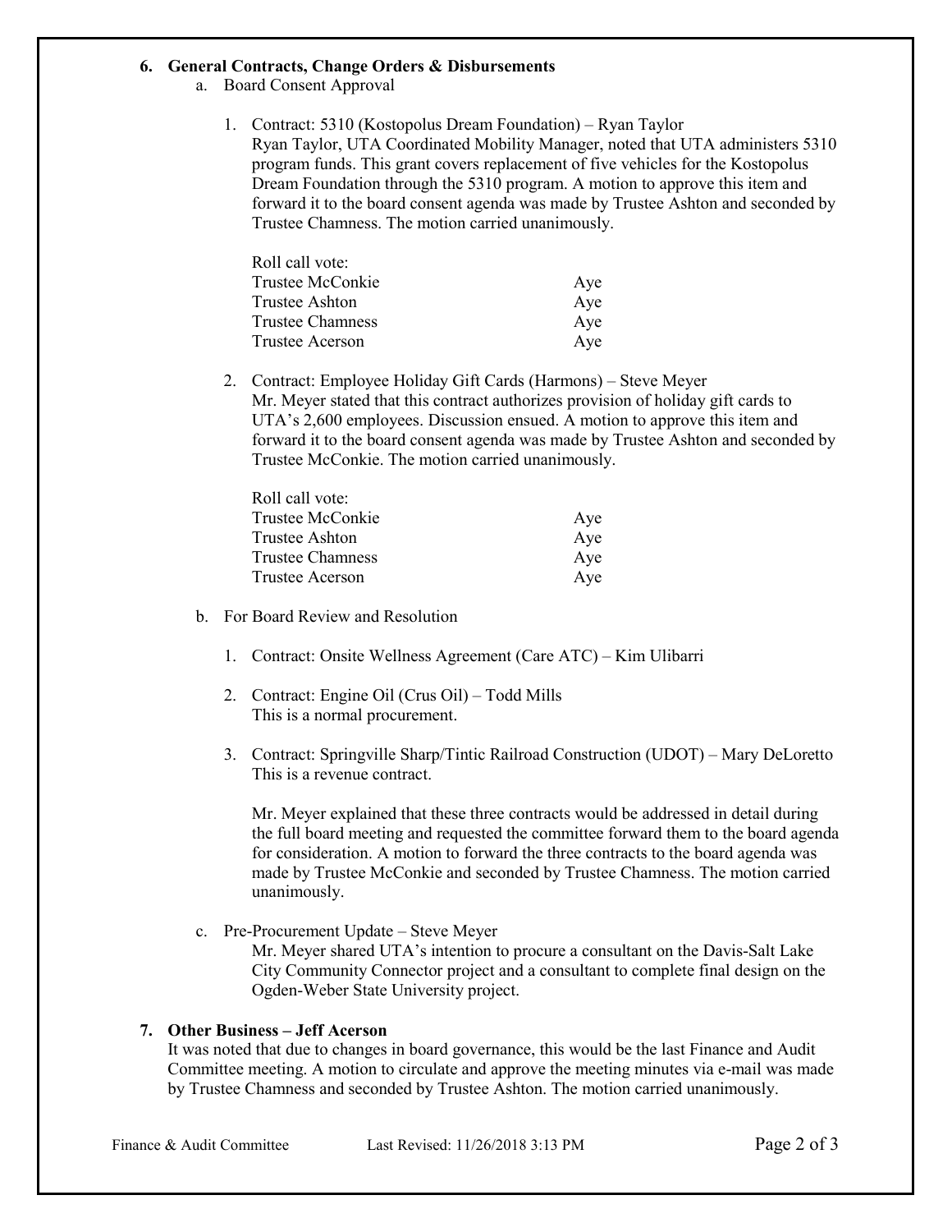## 6. General Contracts, Change Orders & Disbursements

a. Board Consent Approval

1. Contract: 5310 (Kostopolus Dream Foundation) – Ryan Taylor
   Ryan Taylor, UTA Coordinated Mobility Manager, noted that UTA administers 5310 program funds. This grant covers replacement of five vehicles for the Kostopolus Dream Foundation through the 5310 program. A motion to approve this item and forward it to the board consent agenda was made by Trustee Ashton and seconded by Trustee Chamness. The motion carried unanimously.

   Roll call vote:

   | | |
   |---|---|
   | Trustee McConkie | Aye |
   | Trustee Ashton | Aye |
   | Trustee Chamness | Aye |
   | Trustee Acerson | Aye |

2. Contract: Employee Holiday Gift Cards (Harmons) – Steve Meyer
   Mr. Meyer stated that this contract authorizes provision of holiday gift cards to UTA's 2,600 employees. Discussion ensued. A motion to approve this item and forward it to the board consent agenda was made by Trustee Ashton and seconded by Trustee McConkie. The motion carried unanimously.

   Roll call vote:

   | | |
   |---|---|
   | Trustee McConkie | Aye |
   | Trustee Ashton | Aye |
   | Trustee Chamness | Aye |
   | Trustee Acerson | Aye |

b. For Board Review and Resolution

1. Contract: Onsite Wellness Agreement (Care ATC) – Kim Ulibarri

2. Contract: Engine Oil (Crus Oil) – Todd Mills
   This is a normal procurement.

3. Contract: Springville Sharp/Tintic Railroad Construction (UDOT) – Mary DeLoretto
   This is a revenue contract.

   Mr. Meyer explained that these three contracts would be addressed in detail during the full board meeting and requested the committee forward them to the board agenda for consideration. A motion to forward the three contracts to the board agenda was made by Trustee McConkie and seconded by Trustee Chamness. The motion carried unanimously.

c. Pre-Procurement Update – Steve Meyer
   Mr. Meyer shared UTA's intention to procure a consultant on the Davis-Salt Lake City Community Connector project and a consultant to complete final design on the Ogden-Weber State University project.

## 7. Other Business – Jeff Acerson

It was noted that due to changes in board governance, this would be the last Finance and Audit Committee meeting. A motion to circulate and approve the meeting minutes via e-mail was made by Trustee Chamness and seconded by Trustee Ashton. The motion carried unanimously.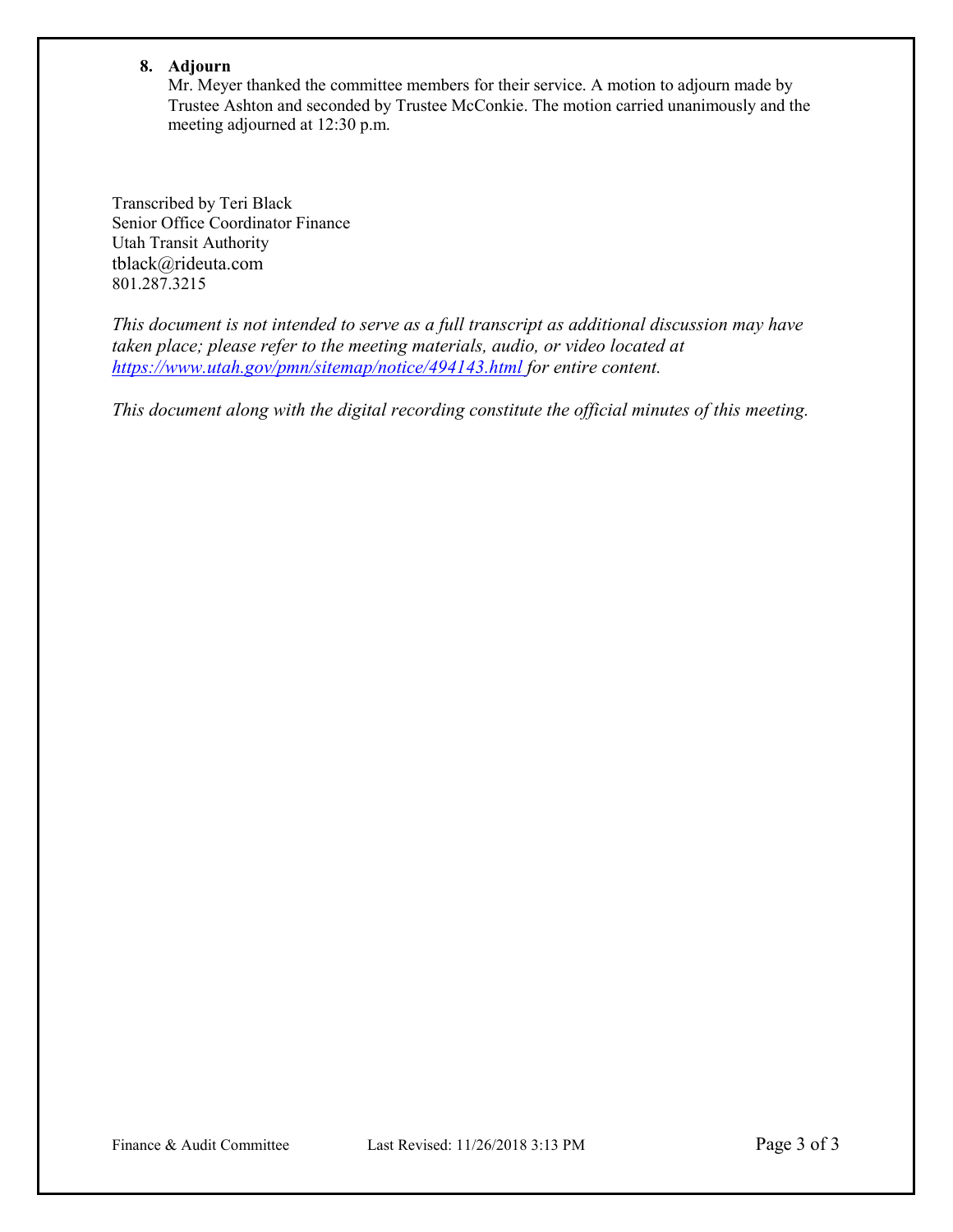8. **Adjourn**
   Mr. Meyer thanked the committee members for their service. A motion to adjourn made by Trustee Ashton and seconded by Trustee McConkie. The motion carried unanimously and the meeting adjourned at 12:30 p.m.

Transcribed by Teri Black
Senior Office Coordinator Finance
Utah Transit Authority
tblack@rideuta.com
801.287.3215

*This document is not intended to serve as a full transcript as additional discussion may have taken place; please refer to the meeting materials, audio, or video located at [https://www.utah.gov/pmn/sitemap/notice/494143.html](https://www.utah.gov/pmn/sitemap/notice/494143.html) for entire content.*

*This document along with the digital recording constitute the official minutes of this meeting.*